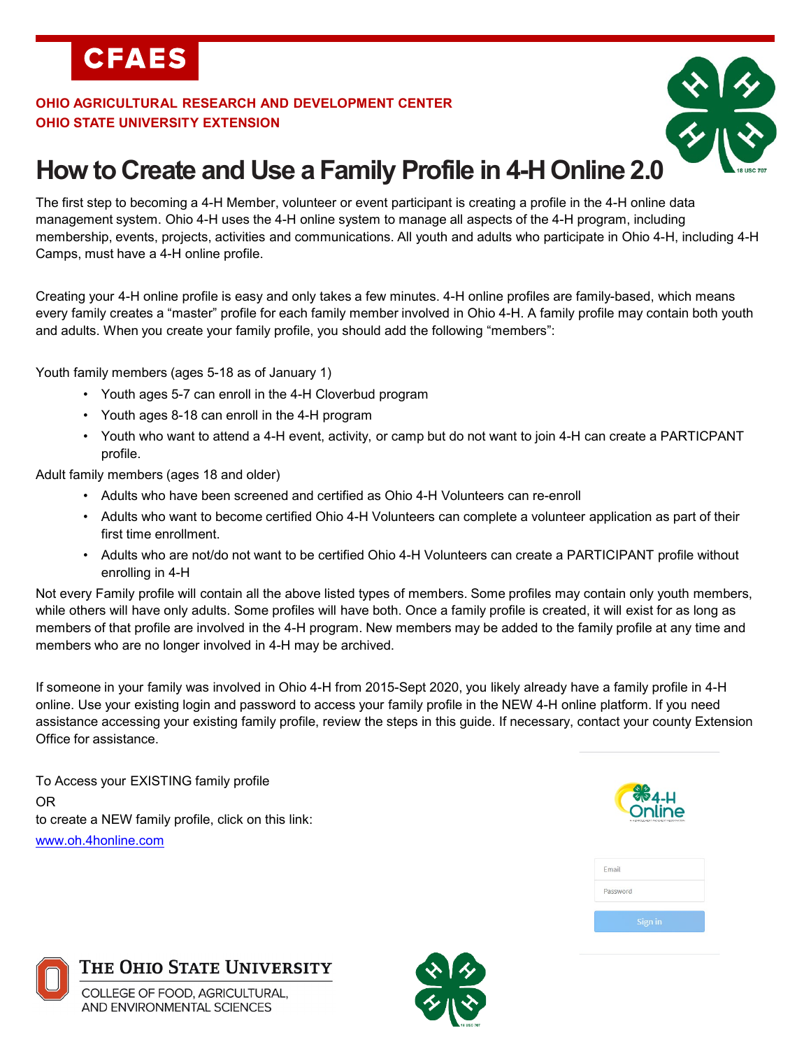CFAES

**OHIO AGRICULTURAL RESEARCH AND DEVELOPMENT CENTER**
**OHIO STATE UNIVERSITY EXTENSION**

# How to Create and Use a Family Profile in 4-H Online 2.0

The first step to becoming a 4-H Member, volunteer or event participant is creating a profile in the 4-H online data management system. Ohio 4-H uses the 4-H online system to manage all aspects of the 4-H program, including membership, events, projects, activities and communications. All youth and adults who participate in Ohio 4-H, including 4-H Camps, must have a 4-H online profile.

Creating your 4-H online profile is easy and only takes a few minutes. 4-H online profiles are family-based, which means every family creates a "master" profile for each family member involved in Ohio 4-H. A family profile may contain both youth and adults. When you create your family profile, you should add the following "members":

Youth family members (ages 5-18 as of January 1)

- Youth ages 5-7 can enroll in the 4-H Cloverbud program
- Youth ages 8-18 can enroll in the 4-H program
- Youth who want to attend a 4-H event, activity, or camp but do not want to join 4-H can create a PARTICPANT profile.

Adult family members (ages 18 and older)

- Adults who have been screened and certified as Ohio 4-H Volunteers can re-enroll
- Adults who want to become certified Ohio 4-H Volunteers can complete a volunteer application as part of their first time enrollment.
- Adults who are not/do not want to be certified Ohio 4-H Volunteers can create a PARTICIPANT profile without enrolling in 4-H

Not every Family profile will contain all the above listed types of members. Some profiles may contain only youth members, while others will have only adults. Some profiles will have both. Once a family profile is created, it will exist for as long as members of that profile are involved in the 4-H program. New members may be added to the family profile at any time and members who are no longer involved in 4-H may be archived.

If someone in your family was involved in Ohio 4-H from 2015-Sept 2020, you likely already have a family profile in 4-H online. Use your existing login and password to access your family profile in the NEW 4-H online platform. If you need assistance accessing your existing family profile, review the steps in this guide. If necessary, contact your county Extension Office for assistance.

To Access your EXISTING family profile
OR
to create a NEW family profile, click on this link:
[www.oh.4honline.com](http://www.oh.4honline.com)

4-H Online

Email
Password
Sign in

THE OHIO STATE UNIVERSITY
COLLEGE OF FOOD, AGRICULTURAL, AND ENVIRONMENTAL SCIENCES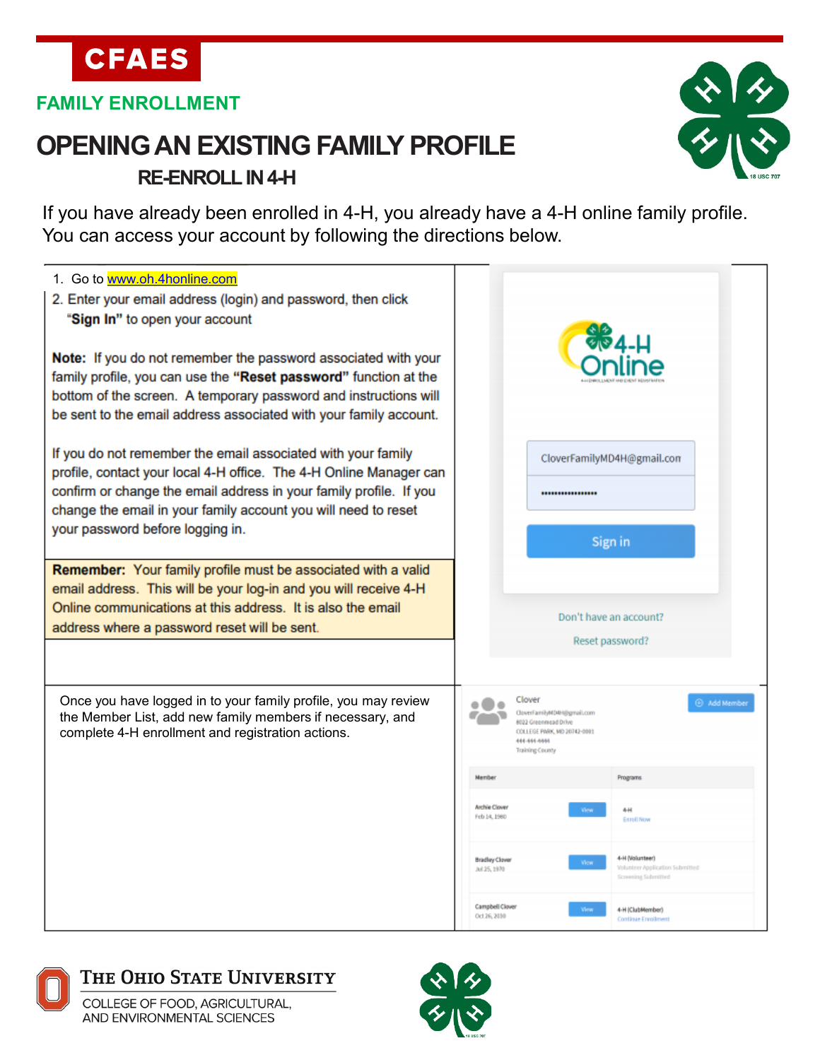CFAES

FAMILY ENROLLMENT

# OPENING AN EXISTING FAMILY PROFILE

## RE-ENROLL IN 4-H

If you have already been enrolled in 4-H, you already have a 4-H online family profile. You can access your account by following the directions below.

1. Go to www.oh.4honline.com
2. Enter your email address (login) and password, then click **"Sign In"** to open your account

**Note:** If you do not remember the password associated with your family profile, you can use the **"Reset password"** function at the bottom of the screen. A temporary password and instructions will be sent to the email address associated with your family account.

If you do not remember the email associated with your family profile, contact your local 4-H office. The 4-H Online Manager can confirm or change the email address in your family profile. If you change the email in your family account you will need to reset your password before logging in.

**Remember:** Your family profile must be associated with a valid email address. This will be your log-in and you will receive 4-H Online communications at this address. It is also the email address where a password reset will be sent.

Once you have logged in to your family profile, you may review the Member List, add new family members if necessary, and complete 4-H enrollment and registration actions.

THE OHIO STATE UNIVERSITY

COLLEGE OF FOOD, AGRICULTURAL, AND ENVIRONMENTAL SCIENCES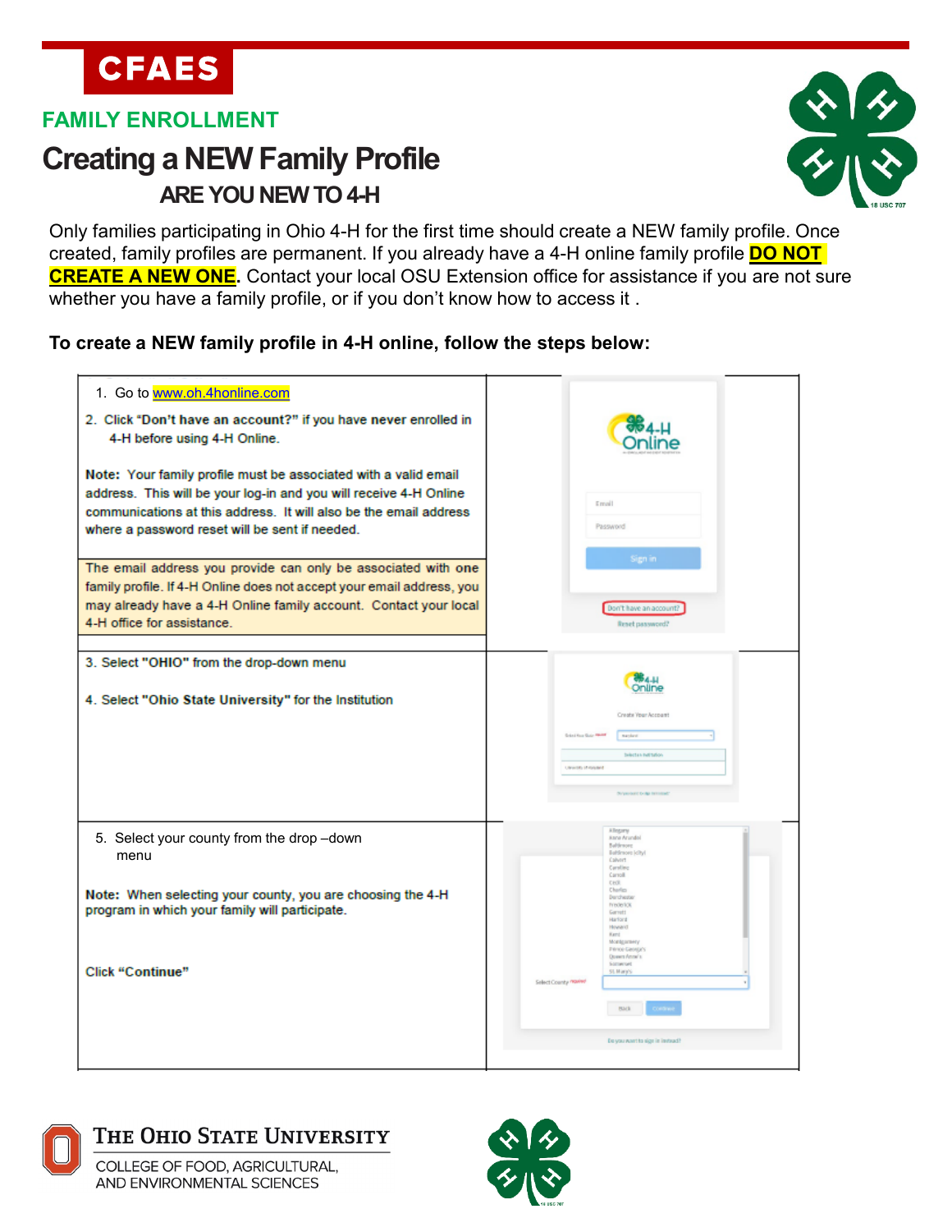CFAES

## FAMILY ENROLLMENT

# Creating a NEW Family Profile

### ARE YOU NEW TO 4-H

Only families participating in Ohio 4-H for the first time should create a NEW family profile. Once created, family profiles are permanent. If you already have a 4-H online family profile **DO NOT CREATE A NEW ONE**. Contact your local OSU Extension office for assistance if you are not sure whether you have a family profile, or if you don't know how to access it .

**To create a NEW family profile in 4-H online, follow the steps below:**

1. Go to www.oh.4honline.com
2. Click **"Don't have an account?"** if you have never enrolled in 4-H before using 4-H Online.

**Note:** Your family profile must be associated with a valid email address. This will be your log-in and you will receive 4-H Online communications at this address. It will also be the email address where a password reset will be sent if needed.

The email address you provide can only be associated with one family profile. If 4-H Online does not accept your email address, you may already have a 4-H Online family account. Contact your local 4-H office for assistance.

3. Select **"OHIO"** from the drop-down menu
4. Select **"Ohio State University"** for the Institution

5. Select your county from the drop –down menu

**Note:** When selecting your county, you are choosing the 4-H program in which your family will participate.

Click **"Continue"**

THE OHIO STATE UNIVERSITY

COLLEGE OF FOOD, AGRICULTURAL, AND ENVIRONMENTAL SCIENCES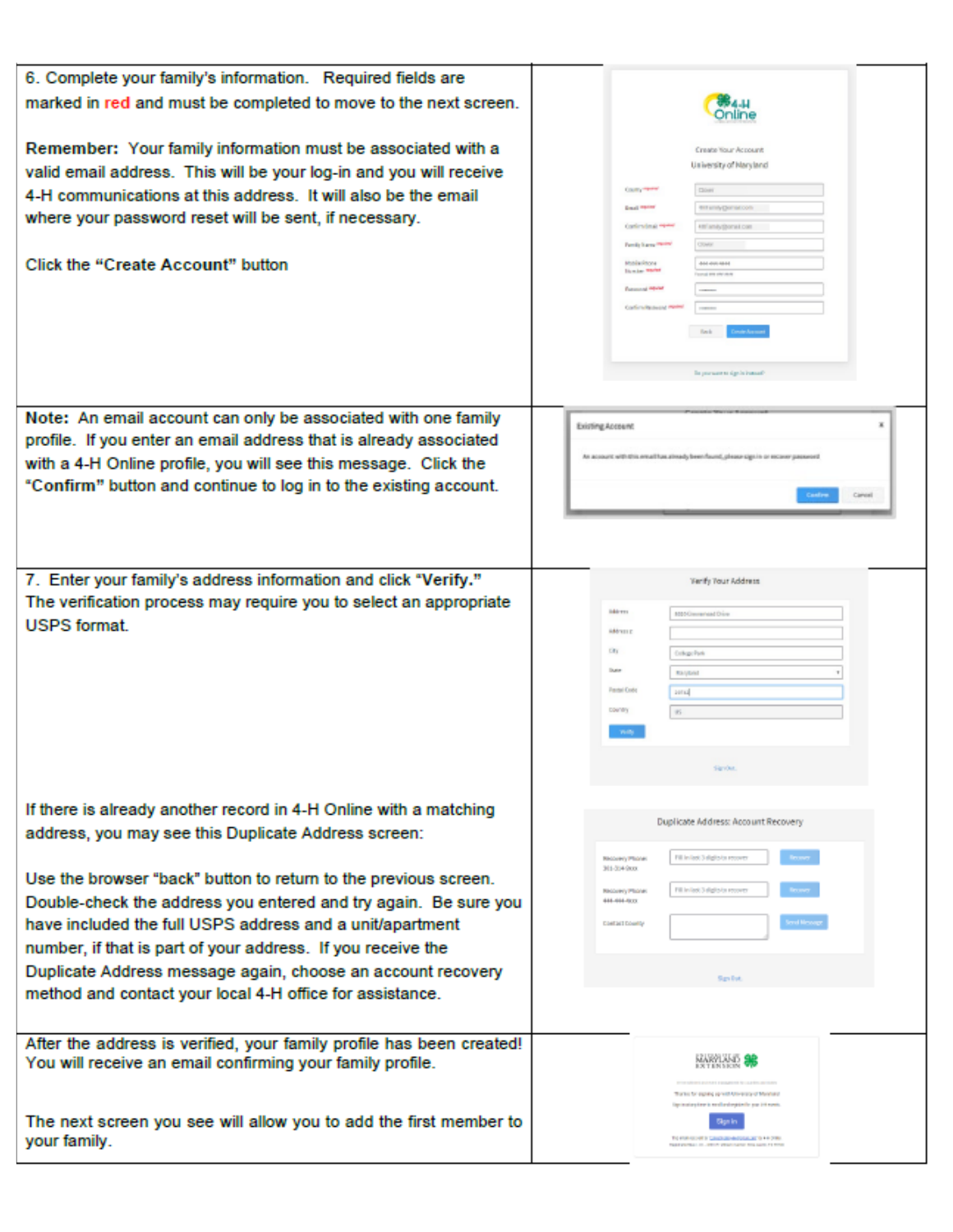| | |
|---|---|
| 6. Complete your family's information. Required fields are marked in red and must be completed to move to the next screen.<br><br>**Remember:** Your family information must be associated with a valid email address. This will be your log-in and you will receive 4-H communications at this address. It will also be the email where your password reset will be sent, if necessary.<br><br>Click the **"Create Account"** button | |
| **Note:** An email account can only be associated with one family profile. If you enter an email address that is already associated with a 4-H Online profile, you will see this message. Click the "**Confirm**" button and continue to log in to the existing account. | |
| 7. Enter your family's address information and click "**Verify.**" The verification process may require you to select an appropriate USPS format.<br><br>If there is already another record in 4-H Online with a matching address, you may see this Duplicate Address screen:<br><br>Use the browser "back" button to return to the previous screen. Double-check the address you entered and try again. Be sure you have included the full USPS address and a unit/apartment number, if that is part of your address. If you receive the Duplicate Address message again, choose an account recovery method and contact your local 4-H office for assistance. | |
| After the address is verified, your family profile has been created! You will receive an email confirming your family profile.<br><br>The next screen you see will allow you to add the first member to your family. | |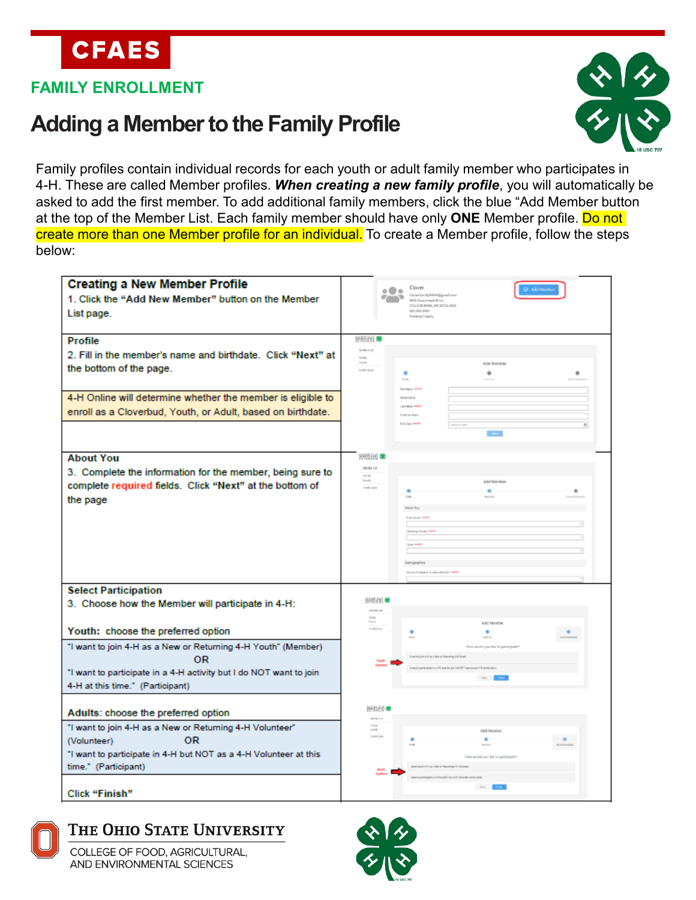CFAES

**FAMILY ENROLLMENT**

# Adding a Member to the Family Profile

Family profiles contain individual records for each youth or adult family member who participates in 4-H. These are called Member profiles. ***When creating a new family profile***, you will automatically be asked to add the first member. To add additional family members, click the blue "Add Member button at the top of the Member List. Each family member should have only **ONE** Member profile. Do not create more than one Member profile for an individual. To create a Member profile, follow the steps below:

**Creating a New Member Profile**

1. Click the **"Add New Member"** button on the Member List page.

**Profile**

2. Fill in the member's name and birthdate. Click **"Next"** at the bottom of the page.

4-H Online will determine whether the member is eligible to enroll as a Cloverbud, Youth, or Adult, based on birthdate.

**About You**

3. Complete the information for the member, being sure to complete required fields. Click **"Next"** at the bottom of the page

**Select Participation**

3. Choose how the Member will participate in 4-H:

**Youth:** choose the preferred option

"I want to join 4-H as a New or Returning 4-H Youth" (Member)

OR

"I want to participate in a 4-H activity but I do NOT want to join 4-H at this time." (Participant)

**Adults:** choose the preferred option

"I want to join 4-H as a New or Returning 4-H Volunteer" (Volunteer)

OR

"I want to participate in 4-H but NOT as a 4-H Volunteer at this time." (Participant)

Click **"Finish"**

THE OHIO STATE UNIVERSITY

COLLEGE OF FOOD, AGRICULTURAL, AND ENVIRONMENTAL SCIENCES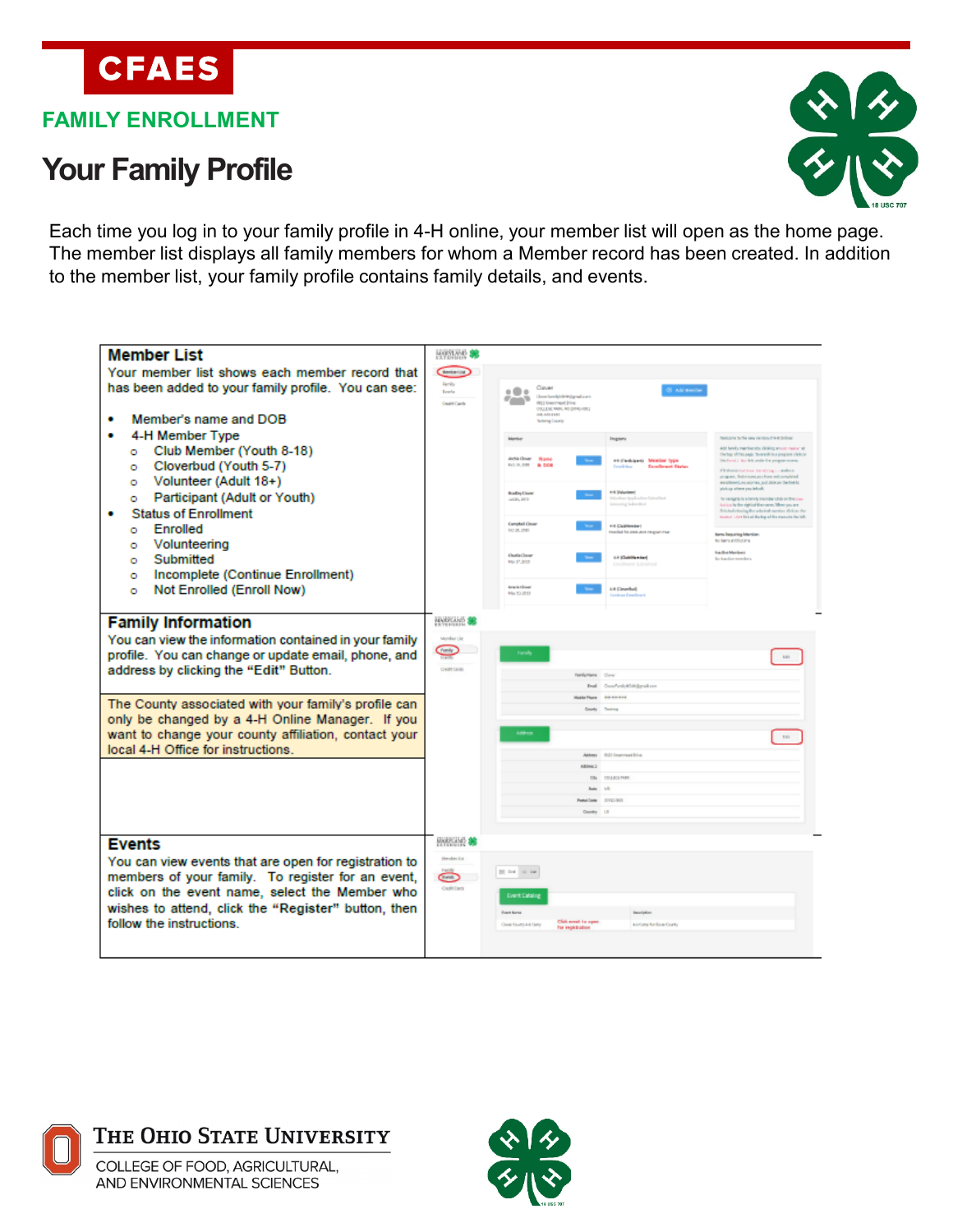CFAES

## FAMILY ENROLLMENT

# Your Family Profile

Each time you log in to your family profile in 4-H online, your member list will open as the home page. The member list displays all family members for whom a Member record has been created. In addition to the member list, your family profile contains family details, and events.

### Member List

Your member list shows each member record that has been added to your family profile. You can see:

- Member's name and DOB
- 4-H Member Type
  - Club Member (Youth 8-18)
  - Cloverbud (Youth 5-7)
  - Volunteer (Adult 18+)
  - Participant (Adult or Youth)
- Status of Enrollment
  - Enrolled
  - Volunteering
  - Submitted
  - Incomplete (Continue Enrollment)
  - Not Enrolled (Enroll Now)

### Family Information

You can view the information contained in your family profile. You can change or update email, phone, and address by clicking the **"Edit"** Button.

The County associated with your family's profile can only be changed by a 4-H Online Manager. If you want to change your county affiliation, contact your local 4-H Office for instructions.

### Events

You can view events that are open for registration to members of your family. To register for an event, click on the event name, select the Member who wishes to attend, click the **"Register"** button, then follow the instructions.

THE OHIO STATE UNIVERSITY

COLLEGE OF FOOD, AGRICULTURAL, AND ENVIRONMENTAL SCIENCES